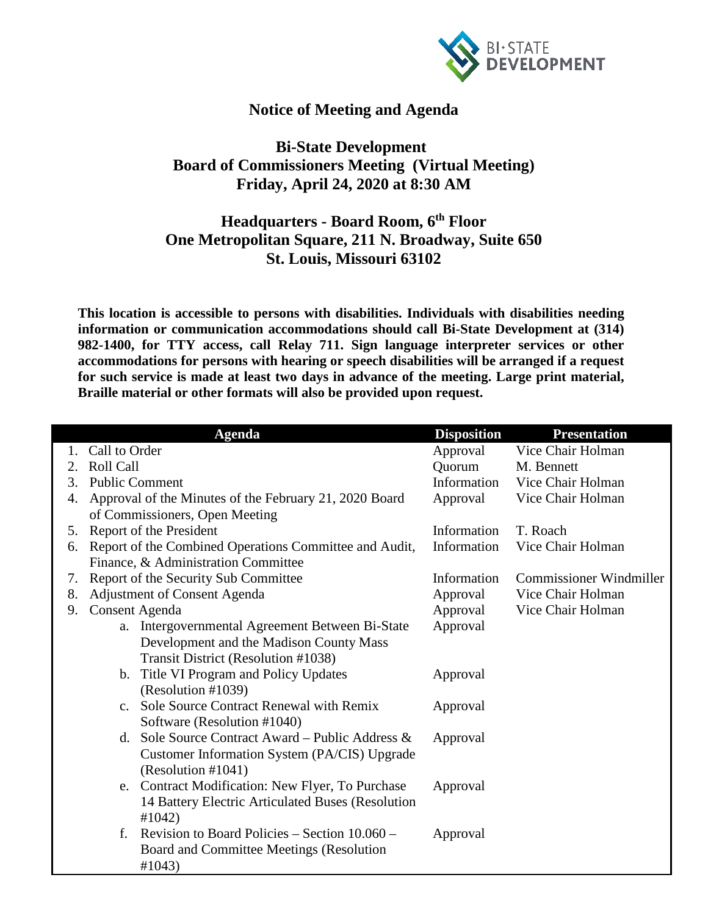# Notice of Meeting and Agenda

## Bi-State Development
## Board of Commissioners Meeting (Virtual Meeting)
## Friday, April 24, 2020 at 8:30 AM

## Headquarters - Board Room, 6th Floor
## One Metropolitan Square, 211 N. Broadway, Suite 650
## St. Louis, Missouri 63102

**This location is accessible to persons with disabilities. Individuals with disabilities needing information or communication accommodations should call Bi-State Development at (314) 982-1400, for TTY access, call Relay 711. Sign language interpreter services or other accommodations for persons with hearing or speech disabilities will be arranged if a request for such service is made at least two days in advance of the meeting. Large print material, Braille material or other formats will also be provided upon request.**

| Agenda | Disposition | Presentation |
|---|---|---|
| 1. Call to Order | Approval | Vice Chair Holman |
| 2. Roll Call | Quorum | M. Bennett |
| 3. Public Comment | Information | Vice Chair Holman |
| 4. Approval of the Minutes of the February 21, 2020 Board of Commissioners, Open Meeting | Approval | Vice Chair Holman |
| 5. Report of the President | Information | T. Roach |
| 6. Report of the Combined Operations Committee and Audit, Finance, & Administration Committee | Information | Vice Chair Holman |
| 7. Report of the Security Sub Committee | Information | Commissioner Windmiller |
| 8. Adjustment of Consent Agenda | Approval | Vice Chair Holman |
| 9. Consent Agenda | Approval | Vice Chair Holman |
| a. Intergovernmental Agreement Between Bi-State Development and the Madison County Mass Transit District (Resolution #1038) | Approval | |
| b. Title VI Program and Policy Updates (Resolution #1039) | Approval | |
| c. Sole Source Contract Renewal with Remix Software (Resolution #1040) | Approval | |
| d. Sole Source Contract Award – Public Address & Customer Information System (PA/CIS) Upgrade (Resolution #1041) | Approval | |
| e. Contract Modification: New Flyer, To Purchase 14 Battery Electric Articulated Buses (Resolution #1042) | Approval | |
| f. Revision to Board Policies – Section 10.060 – Board and Committee Meetings (Resolution #1043) | Approval | |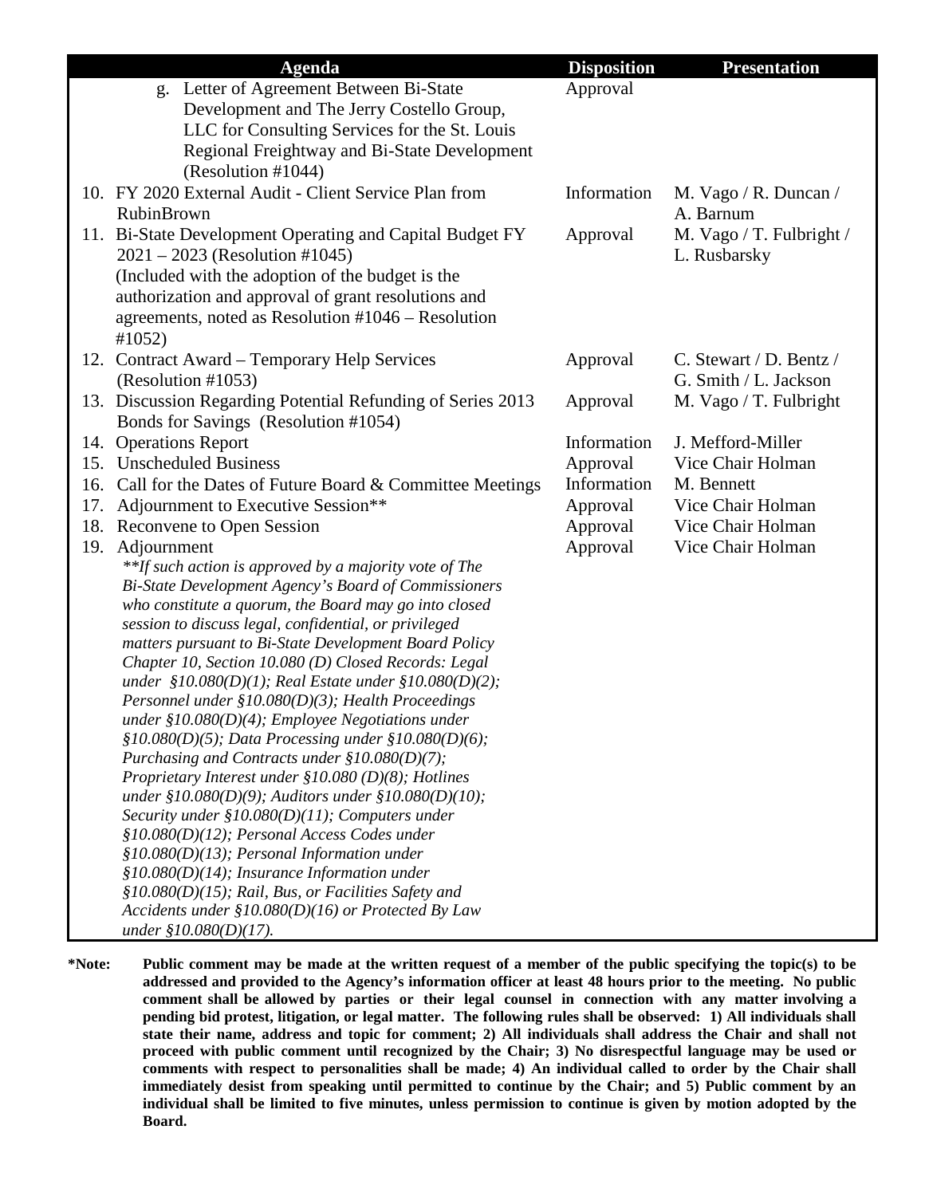| Agenda | Disposition | Presentation |
|---|---|---|
| g. Letter of Agreement Between Bi-State Development and The Jerry Costello Group, LLC for Consulting Services for the St. Louis Regional Freightway and Bi-State Development (Resolution #1044) | Approval | |
| 10. FY 2020 External Audit - Client Service Plan from RubinBrown | Information | M. Vago / R. Duncan / A. Barnum |
| 11. Bi-State Development Operating and Capital Budget FY 2021 – 2023 (Resolution #1045) (Included with the adoption of the budget is the authorization and approval of grant resolutions and agreements, noted as Resolution #1046 – Resolution #1052) | Approval | M. Vago / T. Fulbright / L. Rusbarsky |
| 12. Contract Award – Temporary Help Services (Resolution #1053) | Approval | C. Stewart / D. Bentz / G. Smith / L. Jackson |
| 13. Discussion Regarding Potential Refunding of Series 2013 Bonds for Savings (Resolution #1054) | Approval | M. Vago / T. Fulbright |
| 14. Operations Report | Information | J. Mefford-Miller |
| 15. Unscheduled Business | Approval | Vice Chair Holman |
| 16. Call for the Dates of Future Board & Committee Meetings | Information | M. Bennett |
| 17. Adjournment to Executive Session** | Approval | Vice Chair Holman |
| 18. Reconvene to Open Session | Approval | Vice Chair Holman |
| 19. Adjournment | Approval | Vice Chair Holman |
| *\*\*If such action is approved by a majority vote of The Bi-State Development Agency's Board of Commissioners who constitute a quorum, the Board may go into closed session to discuss legal, confidential, or privileged matters pursuant to Bi-State Development Board Policy Chapter 10, Section 10.080 (D) Closed Records: Legal under §10.080(D)(1); Real Estate under §10.080(D)(2); Personnel under §10.080(D)(3); Health Proceedings under §10.080(D)(4); Employee Negotiations under §10.080(D)(5); Data Processing under §10.080(D)(6); Purchasing and Contracts under §10.080(D)(7); Proprietary Interest under §10.080 (D)(8); Hotlines under §10.080(D)(9); Auditors under §10.080(D)(10); Security under §10.080(D)(11); Computers under §10.080(D)(12); Personal Access Codes under §10.080(D)(13); Personal Information under §10.080(D)(14); Insurance Information under §10.080(D)(15); Rail, Bus, or Facilities Safety and Accidents under §10.080(D)(16) or Protected By Law under §10.080(D)(17).* | | |

**\*Note: Public comment may be made at the written request of a member of the public specifying the topic(s) to be addressed and provided to the Agency's information officer at least 48 hours prior to the meeting. No public comment shall be allowed by parties or their legal counsel in connection with any matter involving a pending bid protest, litigation, or legal matter. The following rules shall be observed: 1) All individuals shall state their name, address and topic for comment; 2) All individuals shall address the Chair and shall not proceed with public comment until recognized by the Chair; 3) No disrespectful language may be used or comments with respect to personalities shall be made; 4) An individual called to order by the Chair shall immediately desist from speaking until permitted to continue by the Chair; and 5) Public comment by an individual shall be limited to five minutes, unless permission to continue is given by motion adopted by the Board.**